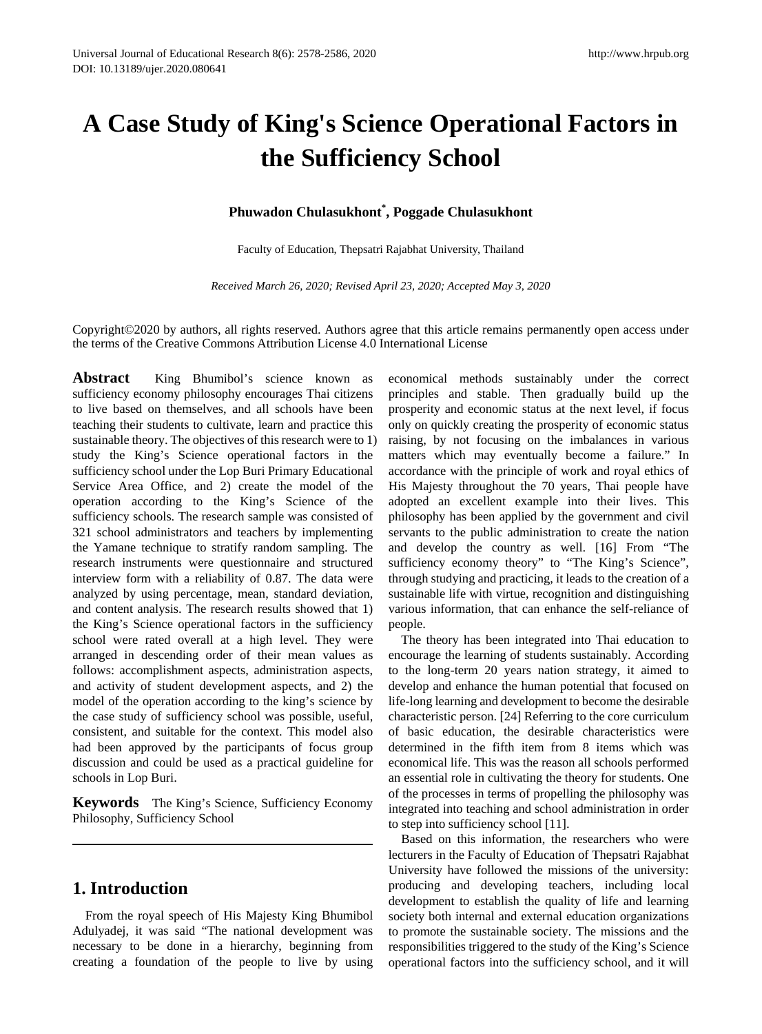# A Case Study of King's Science Operational Factors in the Sufficiency School

**Phuwadon Chulasukhont[*], Poggade Chulasukhont**

Faculty of Education, Thepsatri Rajabhat University, Thailand

*Received March 26, 2020; Revised April 23, 2020; Accepted May 3, 2020*

Copyright©2020 by authors, all rights reserved. Authors agree that this article remains permanently open access under the terms of the Creative Commons Attribution License 4.0 International License

**Abstract** King Bhumibol's science known as sufficiency economy philosophy encourages Thai citizens to live based on themselves, and all schools have been teaching their students to cultivate, learn and practice this sustainable theory. The objectives of this research were to 1) study the King's Science operational factors in the sufficiency school under the Lop Buri Primary Educational Service Area Office, and 2) create the model of the operation according to the King's Science of the sufficiency schools. The research sample was consisted of 321 school administrators and teachers by implementing the Yamane technique to stratify random sampling. The research instruments were questionnaire and structured interview form with a reliability of 0.87. The data were analyzed by using percentage, mean, standard deviation, and content analysis. The research results showed that 1) the King's Science operational factors in the sufficiency school were rated overall at a high level. They were arranged in descending order of their mean values as follows: accomplishment aspects, administration aspects, and activity of student development aspects, and 2) the model of the operation according to the king's science by the case study of sufficiency school was possible, useful, consistent, and suitable for the context. This model also had been approved by the participants of focus group discussion and could be used as a practical guideline for schools in Lop Buri.

**Keywords** The King's Science, Sufficiency Economy Philosophy, Sufficiency School

## 1. Introduction

From the royal speech of His Majesty King Bhumibol Adulyadej, it was said "The national development was necessary to be done in a hierarchy, beginning from creating a foundation of the people to live by using economical methods sustainably under the correct principles and stable. Then gradually build up the prosperity and economic status at the next level, if focus only on quickly creating the prosperity of economic status raising, by not focusing on the imbalances in various matters which may eventually become a failure." In accordance with the principle of work and royal ethics of His Majesty throughout the 70 years, Thai people have adopted an excellent example into their lives. This philosophy has been applied by the government and civil servants to the public administration to create the nation and develop the country as well. [16] From "The sufficiency economy theory" to "The King's Science", through studying and practicing, it leads to the creation of a sustainable life with virtue, recognition and distinguishing various information, that can enhance the self-reliance of people.

The theory has been integrated into Thai education to encourage the learning of students sustainably. According to the long-term 20 years nation strategy, it aimed to develop and enhance the human potential that focused on life-long learning and development to become the desirable characteristic person. [24] Referring to the core curriculum of basic education, the desirable characteristics were determined in the fifth item from 8 items which was economical life. This was the reason all schools performed an essential role in cultivating the theory for students. One of the processes in terms of propelling the philosophy was integrated into teaching and school administration in order to step into sufficiency school [11].

Based on this information, the researchers who were lecturers in the Faculty of Education of Thepsatri Rajabhat University have followed the missions of the university: producing and developing teachers, including local development to establish the quality of life and learning society both internal and external education organizations to promote the sustainable society. The missions and the responsibilities triggered to the study of the King's Science operational factors into the sufficiency school, and it will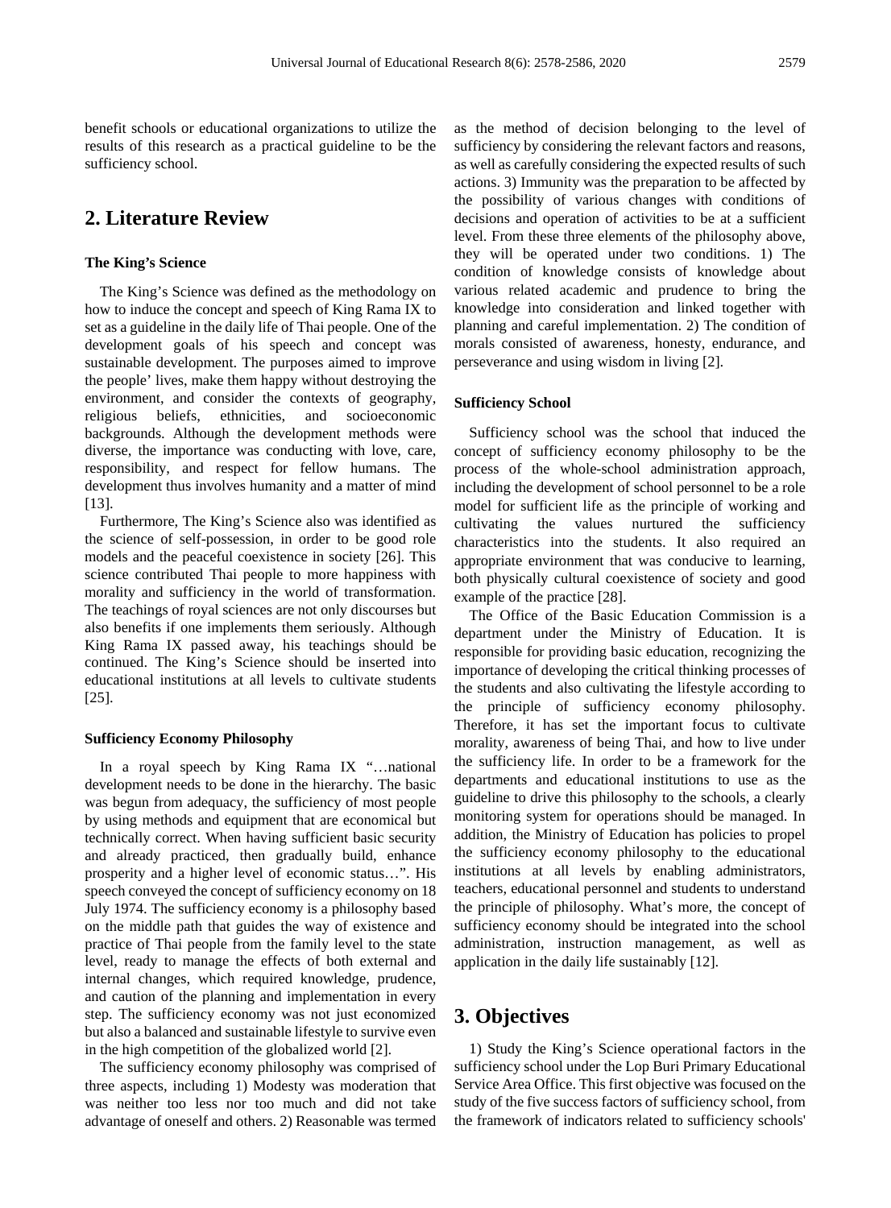benefit schools or educational organizations to utilize the results of this research as a practical guideline to be the sufficiency school.

## 2. Literature Review

### The King's Science

The King's Science was defined as the methodology on how to induce the concept and speech of King Rama IX to set as a guideline in the daily life of Thai people. One of the development goals of his speech and concept was sustainable development. The purposes aimed to improve the people' lives, make them happy without destroying the environment, and consider the contexts of geography, religious beliefs, ethnicities, and socioeconomic backgrounds. Although the development methods were diverse, the importance was conducting with love, care, responsibility, and respect for fellow humans. The development thus involves humanity and a matter of mind [13].

Furthermore, The King's Science also was identified as the science of self-possession, in order to be good role models and the peaceful coexistence in society [26]. This science contributed Thai people to more happiness with morality and sufficiency in the world of transformation. The teachings of royal sciences are not only discourses but also benefits if one implements them seriously. Although King Rama IX passed away, his teachings should be continued. The King's Science should be inserted into educational institutions at all levels to cultivate students [25].

### Sufficiency Economy Philosophy

In a royal speech by King Rama IX "…national development needs to be done in the hierarchy. The basic was begun from adequacy, the sufficiency of most people by using methods and equipment that are economical but technically correct. When having sufficient basic security and already practiced, then gradually build, enhance prosperity and a higher level of economic status…". His speech conveyed the concept of sufficiency economy on 18 July 1974. The sufficiency economy is a philosophy based on the middle path that guides the way of existence and practice of Thai people from the family level to the state level, ready to manage the effects of both external and internal changes, which required knowledge, prudence, and caution of the planning and implementation in every step. The sufficiency economy was not just economized but also a balanced and sustainable lifestyle to survive even in the high competition of the globalized world [2].

The sufficiency economy philosophy was comprised of three aspects, including 1) Modesty was moderation that was neither too less nor too much and did not take advantage of oneself and others. 2) Reasonable was termed as the method of decision belonging to the level of sufficiency by considering the relevant factors and reasons, as well as carefully considering the expected results of such actions. 3) Immunity was the preparation to be affected by the possibility of various changes with conditions of decisions and operation of activities to be at a sufficient level. From these three elements of the philosophy above, they will be operated under two conditions. 1) The condition of knowledge consists of knowledge about various related academic and prudence to bring the knowledge into consideration and linked together with planning and careful implementation. 2) The condition of morals consisted of awareness, honesty, endurance, and perseverance and using wisdom in living [2].

### Sufficiency School

Sufficiency school was the school that induced the concept of sufficiency economy philosophy to be the process of the whole-school administration approach, including the development of school personnel to be a role model for sufficient life as the principle of working and cultivating the values nurtured the sufficiency characteristics into the students. It also required an appropriate environment that was conducive to learning, both physically cultural coexistence of society and good example of the practice [28].

The Office of the Basic Education Commission is a department under the Ministry of Education. It is responsible for providing basic education, recognizing the importance of developing the critical thinking processes of the students and also cultivating the lifestyle according to the principle of sufficiency economy philosophy. Therefore, it has set the important focus to cultivate morality, awareness of being Thai, and how to live under the sufficiency life. In order to be a framework for the departments and educational institutions to use as the guideline to drive this philosophy to the schools, a clearly monitoring system for operations should be managed. In addition, the Ministry of Education has policies to propel the sufficiency economy philosophy to the educational institutions at all levels by enabling administrators, teachers, educational personnel and students to understand the principle of philosophy. What's more, the concept of sufficiency economy should be integrated into the school administration, instruction management, as well as application in the daily life sustainably [12].

## 3. Objectives

1) Study the King's Science operational factors in the sufficiency school under the Lop Buri Primary Educational Service Area Office. This first objective was focused on the study of the five success factors of sufficiency school, from the framework of indicators related to sufficiency schools'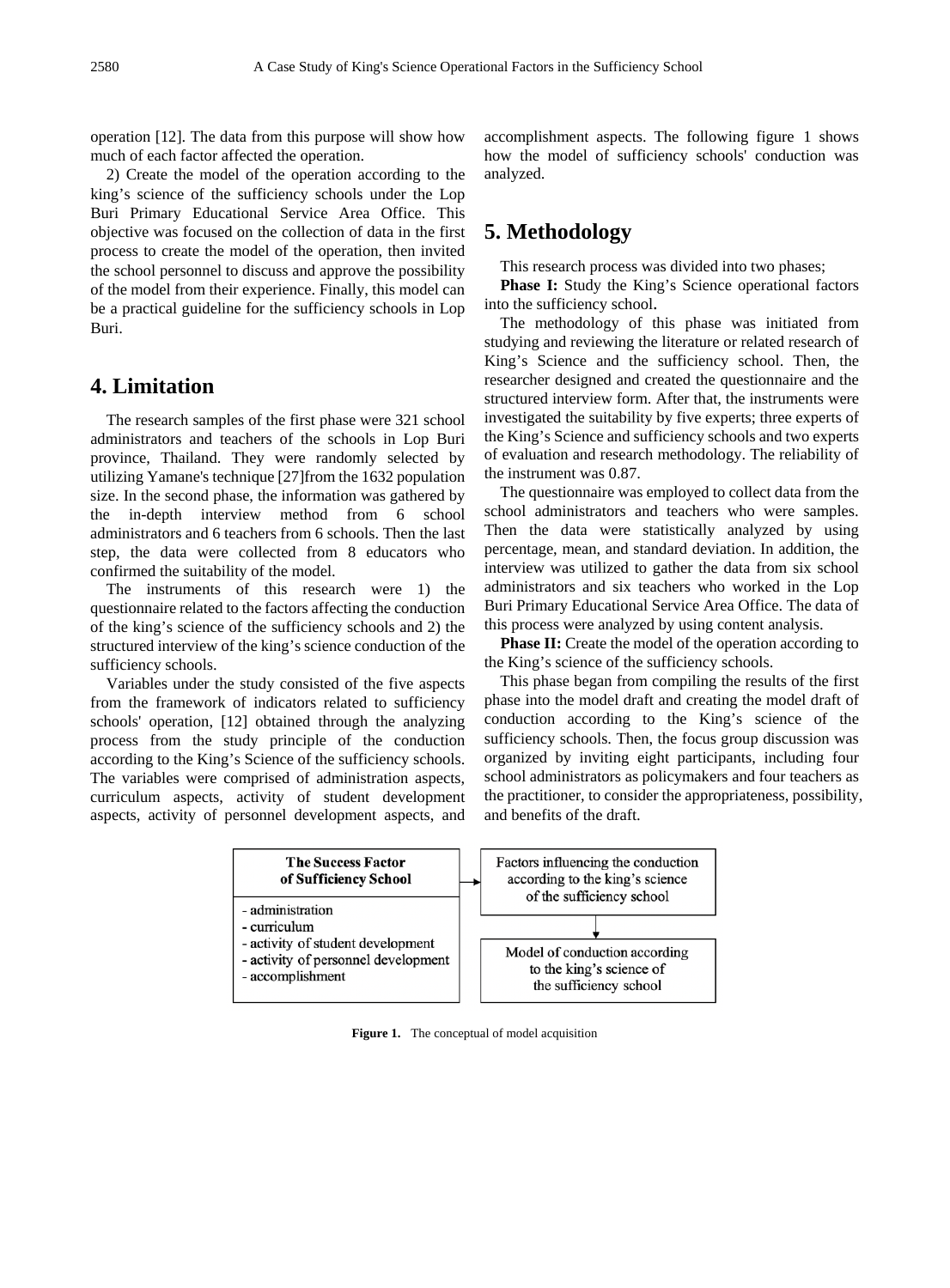operation [12]. The data from this purpose will show how much of each factor affected the operation.

2) Create the model of the operation according to the king's science of the sufficiency schools under the Lop Buri Primary Educational Service Area Office. This objective was focused on the collection of data in the first process to create the model of the operation, then invited the school personnel to discuss and approve the possibility of the model from their experience. Finally, this model can be a practical guideline for the sufficiency schools in Lop Buri.

## 4. Limitation

The research samples of the first phase were 321 school administrators and teachers of the schools in Lop Buri province, Thailand. They were randomly selected by utilizing Yamane's technique [27]from the 1632 population size. In the second phase, the information was gathered by the in-depth interview method from 6 school administrators and 6 teachers from 6 schools. Then the last step, the data were collected from 8 educators who confirmed the suitability of the model.

The instruments of this research were 1) the questionnaire related to the factors affecting the conduction of the king's science of the sufficiency schools and 2) the structured interview of the king's science conduction of the sufficiency schools.

Variables under the study consisted of the five aspects from the framework of indicators related to sufficiency schools' operation, [12] obtained through the analyzing process from the study principle of the conduction according to the King's Science of the sufficiency schools. The variables were comprised of administration aspects, curriculum aspects, activity of student development aspects, activity of personnel development aspects, and accomplishment aspects. The following figure 1 shows how the model of sufficiency schools' conduction was analyzed.

## 5. Methodology

This research process was divided into two phases;

**Phase I:** Study the King's Science operational factors into the sufficiency school.

The methodology of this phase was initiated from studying and reviewing the literature or related research of King's Science and the sufficiency school. Then, the researcher designed and created the questionnaire and the structured interview form. After that, the instruments were investigated the suitability by five experts; three experts of the King's Science and sufficiency schools and two experts of evaluation and research methodology. The reliability of the instrument was 0.87.

The questionnaire was employed to collect data from the school administrators and teachers who were samples. Then the data were statistically analyzed by using percentage, mean, and standard deviation. In addition, the interview was utilized to gather the data from six school administrators and six teachers who worked in the Lop Buri Primary Educational Service Area Office. The data of this process were analyzed by using content analysis.

**Phase II:** Create the model of the operation according to the King's science of the sufficiency schools.

This phase began from compiling the results of the first phase into the model draft and creating the model draft of conduction according to the King's science of the sufficiency schools. Then, the focus group discussion was organized by inviting eight participants, including four school administrators as policymakers and four teachers as the practitioner, to consider the appropriateness, possibility, and benefits of the draft.

| The Success Factor of Sufficiency School | → | Factors influencing the conduction according to the king's science of the sufficiency school |
|---|---|---|
| - administration<br>- curriculum<br>- activity of student development<br>- activity of personnel development<br>- accomplishment | | ↓ |
| | | Model of conduction according to the king's science of the sufficiency school |

**Figure 1.** The conceptual of model acquisition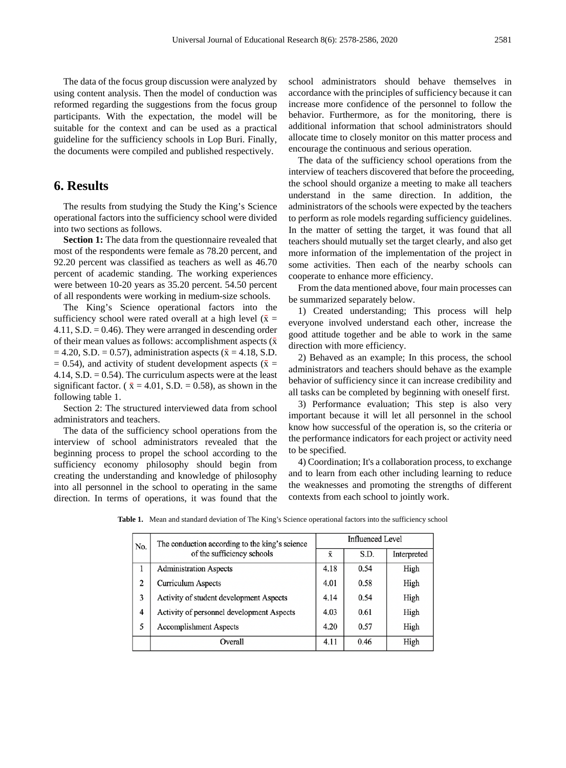The data of the focus group discussion were analyzed by using content analysis. Then the model of conduction was reformed regarding the suggestions from the focus group participants. With the expectation, the model will be suitable for the context and can be used as a practical guideline for the sufficiency schools in Lop Buri. Finally, the documents were compiled and published respectively.

# 6. Results

The results from studying the Study the King's Science operational factors into the sufficiency school were divided into two sections as follows.

**Section 1:** The data from the questionnaire revealed that most of the respondents were female as 78.20 percent, and 92.20 percent was classified as teachers as well as 46.70 percent of academic standing. The working experiences were between 10-20 years as 35.20 percent. 54.50 percent of all respondents were working in medium-size schools.

The King's Science operational factors into the sufficiency school were rated overall at a high level ($\bar{x}$ = 4.11, S.D. = 0.46). They were arranged in descending order of their mean values as follows: accomplishment aspects ($\bar{x}$ = 4.20, S.D. = 0.57), administration aspects ($\bar{x}$ = 4.18, S.D. = 0.54), and activity of student development aspects ($\bar{x}$ = 4.14, S.D. = 0.54). The curriculum aspects were at the least significant factor. ( $\bar{x}$ = 4.01, S.D. = 0.58), as shown in the following table 1.

Section 2: The structured interviewed data from school administrators and teachers.

The data of the sufficiency school operations from the interview of school administrators revealed that the beginning process to propel the school according to the sufficiency economy philosophy should begin from creating the understanding and knowledge of philosophy into all personnel in the school to operating in the same direction. In terms of operations, it was found that the school administrators should behave themselves in accordance with the principles of sufficiency because it can increase more confidence of the personnel to follow the behavior. Furthermore, as for the monitoring, there is additional information that school administrators should allocate time to closely monitor on this matter process and encourage the continuous and serious operation.

The data of the sufficiency school operations from the interview of teachers discovered that before the proceeding, the school should organize a meeting to make all teachers understand in the same direction. In addition, the administrators of the schools were expected by the teachers to perform as role models regarding sufficiency guidelines. In the matter of setting the target, it was found that all teachers should mutually set the target clearly, and also get more information of the implementation of the project in some activities. Then each of the nearby schools can cooperate to enhance more efficiency.

From the data mentioned above, four main processes can be summarized separately below.

1) Created understanding; This process will help everyone involved understand each other, increase the good attitude together and be able to work in the same direction with more efficiency.

2) Behaved as an example; In this process, the school administrators and teachers should behave as the example behavior of sufficiency since it can increase credibility and all tasks can be completed by beginning with oneself first.

3) Performance evaluation; This step is also very important because it will let all personnel in the school know how successful of the operation is, so the criteria or the performance indicators for each project or activity need to be specified.

4) Coordination; It's a collaboration process, to exchange and to learn from each other including learning to reduce the weaknesses and promoting the strengths of different contexts from each school to jointly work.

**Table 1.** Mean and standard deviation of The King's Science operational factors into the sufficiency school

| No. | The conduction according to the king's science of the sufficiency schools | Influenced Level | | |
|---|---|---|---|---|
| | | $\bar{x}$ | S.D. | Interpreted |
| 1 | Administration Aspects | 4.18 | 0.54 | High |
| 2 | Curriculum Aspects | 4.01 | 0.58 | High |
| 3 | Activity of student development Aspects | 4.14 | 0.54 | High |
| 4 | Activity of personnel development Aspects | 4.03 | 0.61 | High |
| 5 | Accomplishment Aspects | 4.20 | 0.57 | High |
| | Overall | 4.11 | 0.46 | High |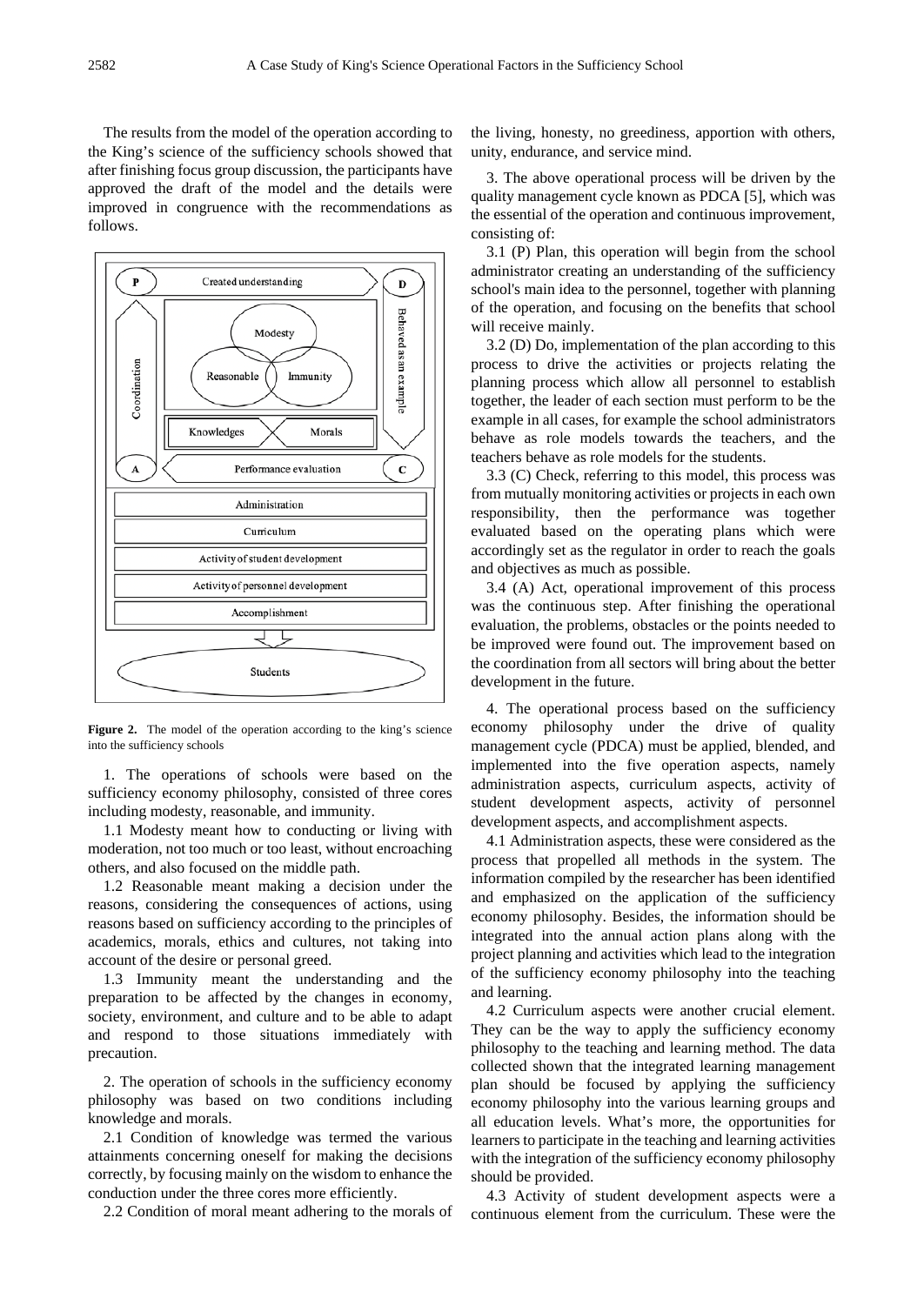The results from the model of the operation according to the King's science of the sufficiency schools showed that after finishing focus group discussion, the participants have approved the draft of the model and the details were improved in congruence with the recommendations as follows.

**Figure 2.** The model of the operation according to the king's science into the sufficiency schools

1. The operations of schools were based on the sufficiency economy philosophy, consisted of three cores including modesty, reasonable, and immunity.

1.1 Modesty meant how to conducting or living with moderation, not too much or too least, without encroaching others, and also focused on the middle path.

1.2 Reasonable meant making a decision under the reasons, considering the consequences of actions, using reasons based on sufficiency according to the principles of academics, morals, ethics and cultures, not taking into account of the desire or personal greed.

1.3 Immunity meant the understanding and the preparation to be affected by the changes in economy, society, environment, and culture and to be able to adapt and respond to those situations immediately with precaution.

2. The operation of schools in the sufficiency economy philosophy was based on two conditions including knowledge and morals.

2.1 Condition of knowledge was termed the various attainments concerning oneself for making the decisions correctly, by focusing mainly on the wisdom to enhance the conduction under the three cores more efficiently.

2.2 Condition of moral meant adhering to the morals of the living, honesty, no greediness, apportion with others, unity, endurance, and service mind.

3. The above operational process will be driven by the quality management cycle known as PDCA [5], which was the essential of the operation and continuous improvement, consisting of:

3.1 (P) Plan, this operation will begin from the school administrator creating an understanding of the sufficiency school's main idea to the personnel, together with planning of the operation, and focusing on the benefits that school will receive mainly.

3.2 (D) Do, implementation of the plan according to this process to drive the activities or projects relating the planning process which allow all personnel to establish together, the leader of each section must perform to be the example in all cases, for example the school administrators behave as role models towards the teachers, and the teachers behave as role models for the students.

3.3 (C) Check, referring to this model, this process was from mutually monitoring activities or projects in each own responsibility, then the performance was together evaluated based on the operating plans which were accordingly set as the regulator in order to reach the goals and objectives as much as possible.

3.4 (A) Act, operational improvement of this process was the continuous step. After finishing the operational evaluation, the problems, obstacles or the points needed to be improved were found out. The improvement based on the coordination from all sectors will bring about the better development in the future.

4. The operational process based on the sufficiency economy philosophy under the drive of quality management cycle (PDCA) must be applied, blended, and implemented into the five operation aspects, namely administration aspects, curriculum aspects, activity of student development aspects, activity of personnel development aspects, and accomplishment aspects.

4.1 Administration aspects, these were considered as the process that propelled all methods in the system. The information compiled by the researcher has been identified and emphasized on the application of the sufficiency economy philosophy. Besides, the information should be integrated into the annual action plans along with the project planning and activities which lead to the integration of the sufficiency economy philosophy into the teaching and learning.

4.2 Curriculum aspects were another crucial element. They can be the way to apply the sufficiency economy philosophy to the teaching and learning method. The data collected shown that the integrated learning management plan should be focused by applying the sufficiency economy philosophy into the various learning groups and all education levels. What's more, the opportunities for learners to participate in the teaching and learning activities with the integration of the sufficiency economy philosophy should be provided.

4.3 Activity of student development aspects were a continuous element from the curriculum. These were the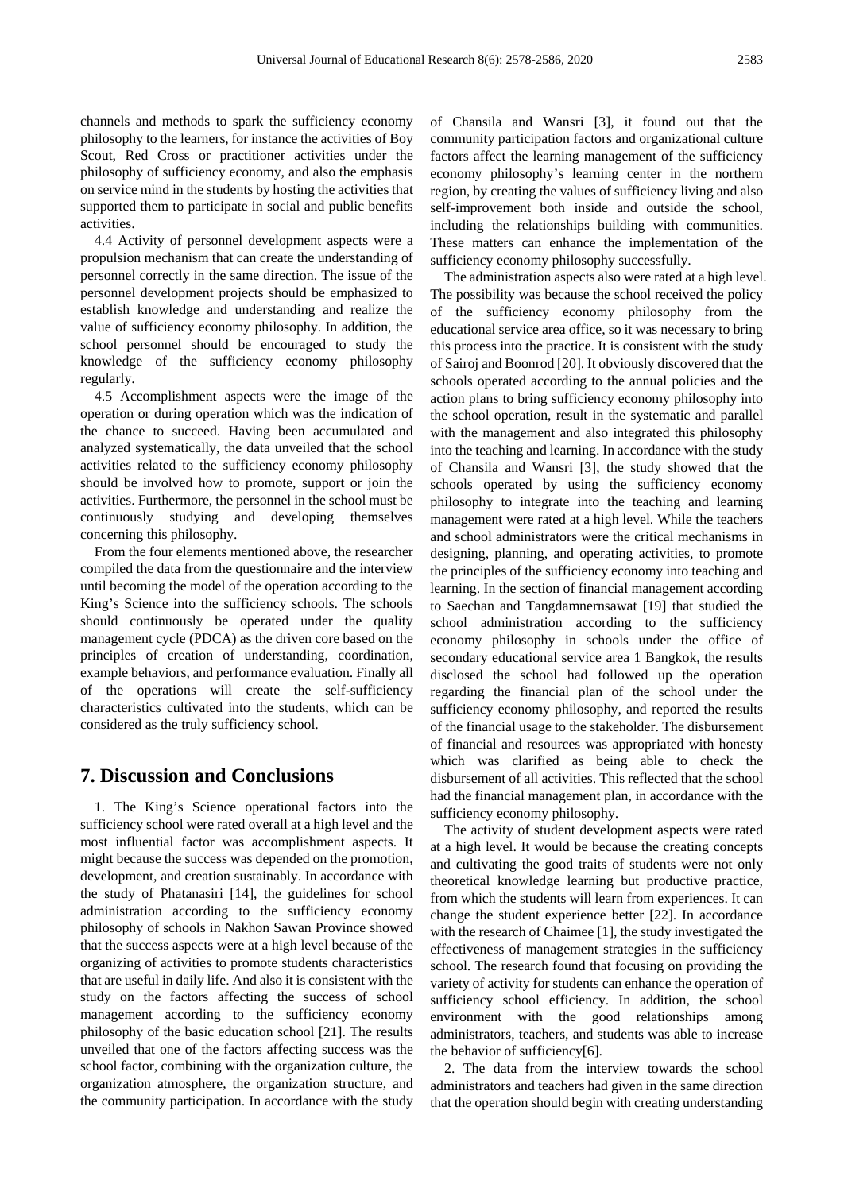channels and methods to spark the sufficiency economy philosophy to the learners, for instance the activities of Boy Scout, Red Cross or practitioner activities under the philosophy of sufficiency economy, and also the emphasis on service mind in the students by hosting the activities that supported them to participate in social and public benefits activities.

4.4 Activity of personnel development aspects were a propulsion mechanism that can create the understanding of personnel correctly in the same direction. The issue of the personnel development projects should be emphasized to establish knowledge and understanding and realize the value of sufficiency economy philosophy. In addition, the school personnel should be encouraged to study the knowledge of the sufficiency economy philosophy regularly.

4.5 Accomplishment aspects were the image of the operation or during operation which was the indication of the chance to succeed. Having been accumulated and analyzed systematically, the data unveiled that the school activities related to the sufficiency economy philosophy should be involved how to promote, support or join the activities. Furthermore, the personnel in the school must be continuously studying and developing themselves concerning this philosophy.

From the four elements mentioned above, the researcher compiled the data from the questionnaire and the interview until becoming the model of the operation according to the King's Science into the sufficiency schools. The schools should continuously be operated under the quality management cycle (PDCA) as the driven core based on the principles of creation of understanding, coordination, example behaviors, and performance evaluation. Finally all of the operations will create the self-sufficiency characteristics cultivated into the students, which can be considered as the truly sufficiency school.

## 7. Discussion and Conclusions

1. The King's Science operational factors into the sufficiency school were rated overall at a high level and the most influential factor was accomplishment aspects. It might because the success was depended on the promotion, development, and creation sustainably. In accordance with the study of Phatanasiri [14], the guidelines for school administration according to the sufficiency economy philosophy of schools in Nakhon Sawan Province showed that the success aspects were at a high level because of the organizing of activities to promote students characteristics that are useful in daily life. And also it is consistent with the study on the factors affecting the success of school management according to the sufficiency economy philosophy of the basic education school [21]. The results unveiled that one of the factors affecting success was the school factor, combining with the organization culture, the organization atmosphere, the organization structure, and the community participation. In accordance with the study of Chansila and Wansri [3], it found out that the community participation factors and organizational culture factors affect the learning management of the sufficiency economy philosophy's learning center in the northern region, by creating the values of sufficiency living and also self-improvement both inside and outside the school, including the relationships building with communities. These matters can enhance the implementation of the sufficiency economy philosophy successfully.

The administration aspects also were rated at a high level. The possibility was because the school received the policy of the sufficiency economy philosophy from the educational service area office, so it was necessary to bring this process into the practice. It is consistent with the study of Sairoj and Boonrod [20]. It obviously discovered that the schools operated according to the annual policies and the action plans to bring sufficiency economy philosophy into the school operation, result in the systematic and parallel with the management and also integrated this philosophy into the teaching and learning. In accordance with the study of Chansila and Wansri [3], the study showed that the schools operated by using the sufficiency economy philosophy to integrate into the teaching and learning management were rated at a high level. While the teachers and school administrators were the critical mechanisms in designing, planning, and operating activities, to promote the principles of the sufficiency economy into teaching and learning. In the section of financial management according to Saechan and Tangdamnernsawat [19] that studied the school administration according to the sufficiency economy philosophy in schools under the office of secondary educational service area 1 Bangkok, the results disclosed the school had followed up the operation regarding the financial plan of the school under the sufficiency economy philosophy, and reported the results of the financial usage to the stakeholder. The disbursement of financial and resources was appropriated with honesty which was clarified as being able to check the disbursement of all activities. This reflected that the school had the financial management plan, in accordance with the sufficiency economy philosophy.

The activity of student development aspects were rated at a high level. It would be because the creating concepts and cultivating the good traits of students were not only theoretical knowledge learning but productive practice, from which the students will learn from experiences. It can change the student experience better [22]. In accordance with the research of Chaimee [1], the study investigated the effectiveness of management strategies in the sufficiency school. The research found that focusing on providing the variety of activity for students can enhance the operation of sufficiency school efficiency. In addition, the school environment with the good relationships among administrators, teachers, and students was able to increase the behavior of sufficiency[6].

2. The data from the interview towards the school administrators and teachers had given in the same direction that the operation should begin with creating understanding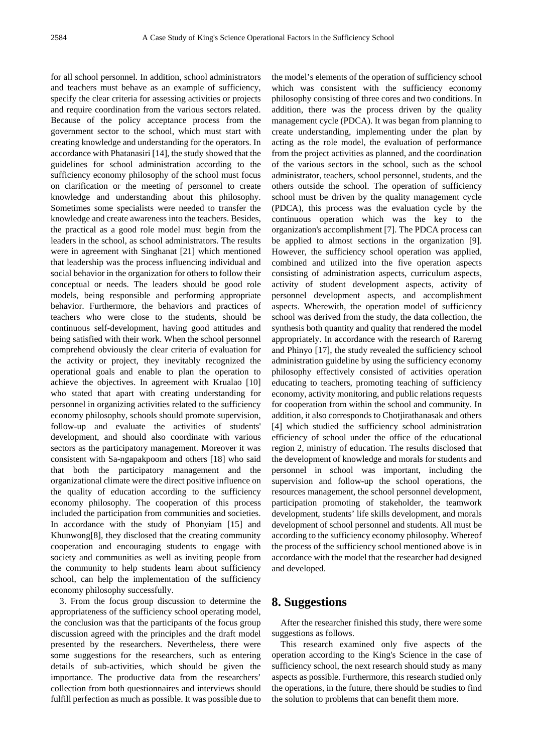for all school personnel. In addition, school administrators and teachers must behave as an example of sufficiency, specify the clear criteria for assessing activities or projects and require coordination from the various sectors related. Because of the policy acceptance process from the government sector to the school, which must start with creating knowledge and understanding for the operators. In accordance with Phatanasiri [14], the study showed that the guidelines for school administration according to the sufficiency economy philosophy of the school must focus on clarification or the meeting of personnel to create knowledge and understanding about this philosophy. Sometimes some specialists were needed to transfer the knowledge and create awareness into the teachers. Besides, the practical as a good role model must begin from the leaders in the school, as school administrators. The results were in agreement with Singhanat [21] which mentioned that leadership was the process influencing individual and social behavior in the organization for others to follow their conceptual or needs. The leaders should be good role models, being responsible and performing appropriate behavior. Furthermore, the behaviors and practices of teachers who were close to the students, should be continuous self-development, having good attitudes and being satisfied with their work. When the school personnel comprehend obviously the clear criteria of evaluation for the activity or project, they inevitably recognized the operational goals and enable to plan the operation to achieve the objectives. In agreement with Krualao [10] who stated that apart with creating understanding for personnel in organizing activities related to the sufficiency economy philosophy, schools should promote supervision, follow-up and evaluate the activities of students' development, and should also coordinate with various sectors as the participatory management. Moreover it was consistent with Sa-ngapakpoom and others [18] who said that both the participatory management and the organizational climate were the direct positive influence on the quality of education according to the sufficiency economy philosophy. The cooperation of this process included the participation from communities and societies. In accordance with the study of Phonyiam [15] and Khunwong[8], they disclosed that the creating community cooperation and encouraging students to engage with society and communities as well as inviting people from the community to help students learn about sufficiency school, can help the implementation of the sufficiency economy philosophy successfully.

3. From the focus group discussion to determine the appropriateness of the sufficiency school operating model, the conclusion was that the participants of the focus group discussion agreed with the principles and the draft model presented by the researchers. Nevertheless, there were some suggestions for the researchers, such as entering details of sub-activities, which should be given the importance. The productive data from the researchers' collection from both questionnaires and interviews should fulfill perfection as much as possible. It was possible due to the model's elements of the operation of sufficiency school which was consistent with the sufficiency economy philosophy consisting of three cores and two conditions. In addition, there was the process driven by the quality management cycle (PDCA). It was began from planning to create understanding, implementing under the plan by acting as the role model, the evaluation of performance from the project activities as planned, and the coordination of the various sectors in the school, such as the school administrator, teachers, school personnel, students, and the others outside the school. The operation of sufficiency school must be driven by the quality management cycle (PDCA), this process was the evaluation cycle by the continuous operation which was the key to the organization's accomplishment [7]. The PDCA process can be applied to almost sections in the organization [9]. However, the sufficiency school operation was applied, combined and utilized into the five operation aspects consisting of administration aspects, curriculum aspects, activity of student development aspects, activity of personnel development aspects, and accomplishment aspects. Wherewith, the operation model of sufficiency school was derived from the study, the data collection, the synthesis both quantity and quality that rendered the model appropriately. In accordance with the research of Rarerng and Phinyo [17], the study revealed the sufficiency school administration guideline by using the sufficiency economy philosophy effectively consisted of activities operation educating to teachers, promoting teaching of sufficiency economy, activity monitoring, and public relations requests for cooperation from within the school and community. In addition, it also corresponds to Chotjirathanasak and others [4] which studied the sufficiency school administration efficiency of school under the office of the educational region 2, ministry of education. The results disclosed that the development of knowledge and morals for students and personnel in school was important, including the supervision and follow-up the school operations, the resources management, the school personnel development, participation promoting of stakeholder, the teamwork development, students' life skills development, and morals development of school personnel and students. All must be according to the sufficiency economy philosophy. Whereof the process of the sufficiency school mentioned above is in accordance with the model that the researcher had designed and developed.

## 8. Suggestions

After the researcher finished this study, there were some suggestions as follows.

This research examined only five aspects of the operation according to the King's Science in the case of sufficiency school, the next research should study as many aspects as possible. Furthermore, this research studied only the operations, in the future, there should be studies to find the solution to problems that can benefit them more.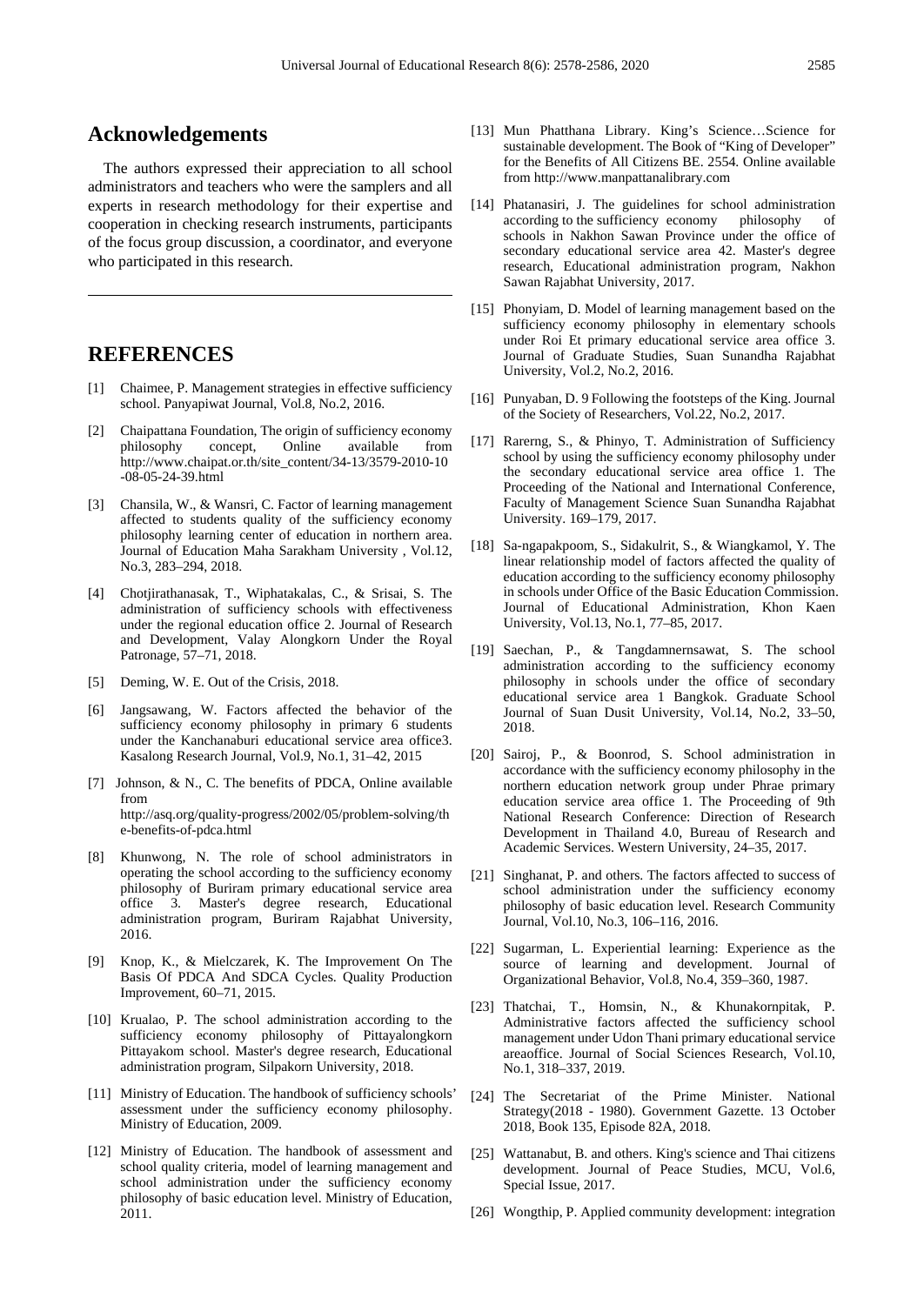## Acknowledgements

The authors expressed their appreciation to all school administrators and teachers who were the samplers and all experts in research methodology for their expertise and cooperation in checking research instruments, participants of the focus group discussion, a coordinator, and everyone who participated in this research.

## REFERENCES

[1] Chaimee, P. Management strategies in effective sufficiency school. Panyapiwat Journal, Vol.8, No.2, 2016.

[2] Chaipattana Foundation, The origin of sufficiency economy philosophy concept, Online available from http://www.chaipat.or.th/site_content/34-13/3579-2010-10-08-05-24-39.html

[3] Chansila, W., & Wansri, C. Factor of learning management affected to students quality of the sufficiency economy philosophy learning center of education in northern area. Journal of Education Maha Sarakham University , Vol.12, No.3, 283–294, 2018.

[4] Chotjirathanasak, T., Wiphatakalas, C., & Srisai, S. The administration of sufficiency schools with effectiveness under the regional education office 2. Journal of Research and Development, Valay Alongkorn Under the Royal Patronage, 57–71, 2018.

[5] Deming, W. E. Out of the Crisis, 2018.

[6] Jangsawang, W. Factors affected the behavior of the sufficiency economy philosophy in primary 6 students under the Kanchanaburi educational service area office3. Kasalong Research Journal, Vol.9, No.1, 31–42, 2015

[7] Johnson, & N., C. The benefits of PDCA, Online available from http://asq.org/quality-progress/2002/05/problem-solving/the-benefits-of-pdca.html

[8] Khunwong, N. The role of school administrators in operating the school according to the sufficiency economy philosophy of Buriram primary educational service area office 3. Master's degree research, Educational administration program, Buriram Rajabhat University, 2016.

[9] Knop, K., & Mielczarek, K. The Improvement On The Basis Of PDCA And SDCA Cycles. Quality Production Improvement, 60–71, 2015.

[10] Krualao, P. The school administration according to the sufficiency economy philosophy of Pittayalongkorn Pittayakom school. Master's degree research, Educational administration program, Silpakorn University, 2018.

[11] Ministry of Education. The handbook of sufficiency schools' assessment under the sufficiency economy philosophy. Ministry of Education, 2009.

[12] Ministry of Education. The handbook of assessment and school quality criteria, model of learning management and school administration under the sufficiency economy philosophy of basic education level. Ministry of Education, 2011.

[13] Mun Phatthana Library. King's Science…Science for sustainable development. The Book of "King of Developer" for the Benefits of All Citizens BE. 2554. Online available from http://www.manpattanalibrary.com

[14] Phatanasiri, J. The guidelines for school administration according to the sufficiency economy philosophy of schools in Nakhon Sawan Province under the office of secondary educational service area 42. Master's degree research, Educational administration program, Nakhon Sawan Rajabhat University, 2017.

[15] Phonyiam, D. Model of learning management based on the sufficiency economy philosophy in elementary schools under Roi Et primary educational service area office 3. Journal of Graduate Studies, Suan Sunandha Rajabhat University, Vol.2, No.2, 2016.

[16] Punyaban, D. 9 Following the footsteps of the King. Journal of the Society of Researchers, Vol.22, No.2, 2017.

[17] Rarerng, S., & Phinyo, T. Administration of Sufficiency school by using the sufficiency economy philosophy under the secondary educational service area office 1. The Proceeding of the National and International Conference, Faculty of Management Science Suan Sunandha Rajabhat University. 169–179, 2017.

[18] Sa-ngapakpoom, S., Sidakulrit, S., & Wiangkamol, Y. The linear relationship model of factors affected the quality of education according to the sufficiency economy philosophy in schools under Office of the Basic Education Commission. Journal of Educational Administration, Khon Kaen University, Vol.13, No.1, 77–85, 2017.

[19] Saechan, P., & Tangdamnernsawat, S. The school administration according to the sufficiency economy philosophy in schools under the office of secondary educational service area 1 Bangkok. Graduate School Journal of Suan Dusit University, Vol.14, No.2, 33–50, 2018.

[20] Sairoj, P., & Boonrod, S. School administration in accordance with the sufficiency economy philosophy in the northern education network group under Phrae primary education service area office 1. The Proceeding of 9th National Research Conference: Direction of Research Development in Thailand 4.0, Bureau of Research and Academic Services. Western University, 24–35, 2017.

[21] Singhanat, P. and others. The factors affected to success of school administration under the sufficiency economy philosophy of basic education level. Research Community Journal, Vol.10, No.3, 106–116, 2016.

[22] Sugarman, L. Experiential learning: Experience as the source of learning and development. Journal of Organizational Behavior, Vol.8, No.4, 359–360, 1987.

[23] Thatchai, T., Homsin, N., & Khunakornpitak, P. Administrative factors affected the sufficiency school management under Udon Thani primary educational service areaoffice. Journal of Social Sciences Research, Vol.10, No.1, 318–337, 2019.

[24] The Secretariat of the Prime Minister. National Strategy(2018 - 1980). Government Gazette. 13 October 2018, Book 135, Episode 82A, 2018.

[25] Wattanabut, B. and others. King's science and Thai citizens development. Journal of Peace Studies, MCU, Vol.6, Special Issue, 2017.

[26] Wongthip, P. Applied community development: integration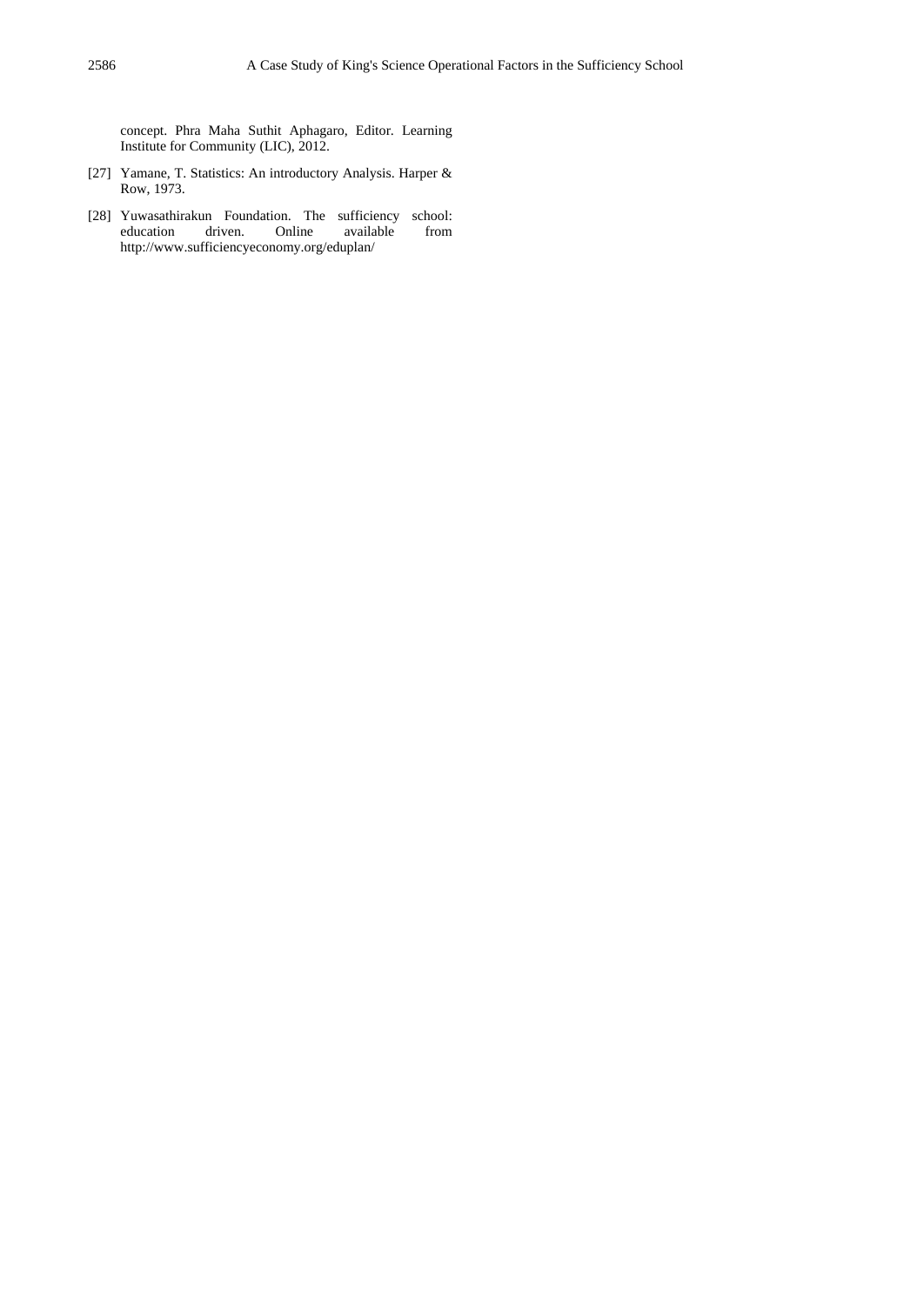concept. Phra Maha Suthit Aphagaro, Editor. Learning Institute for Community (LIC), 2012.

[27] Yamane, T. Statistics: An introductory Analysis. Harper & Row, 1973.

[28] Yuwasathirakun Foundation. The sufficiency school: education driven. Online available from http://www.sufficiencyeconomy.org/eduplan/